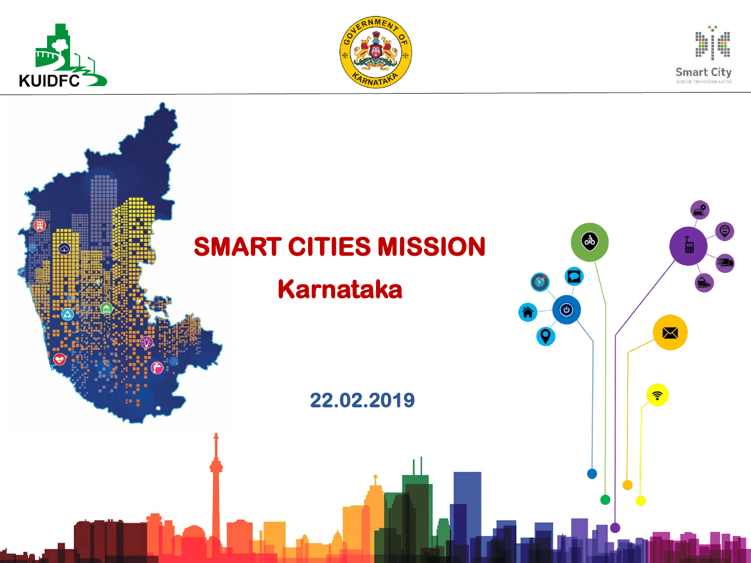KUIDFC

GOVERNMENT OF KARNATAKA

Smart City
MISSION TRANSFORM-NATION

# SMART CITIES MISSION

## Karnataka

22.02.2019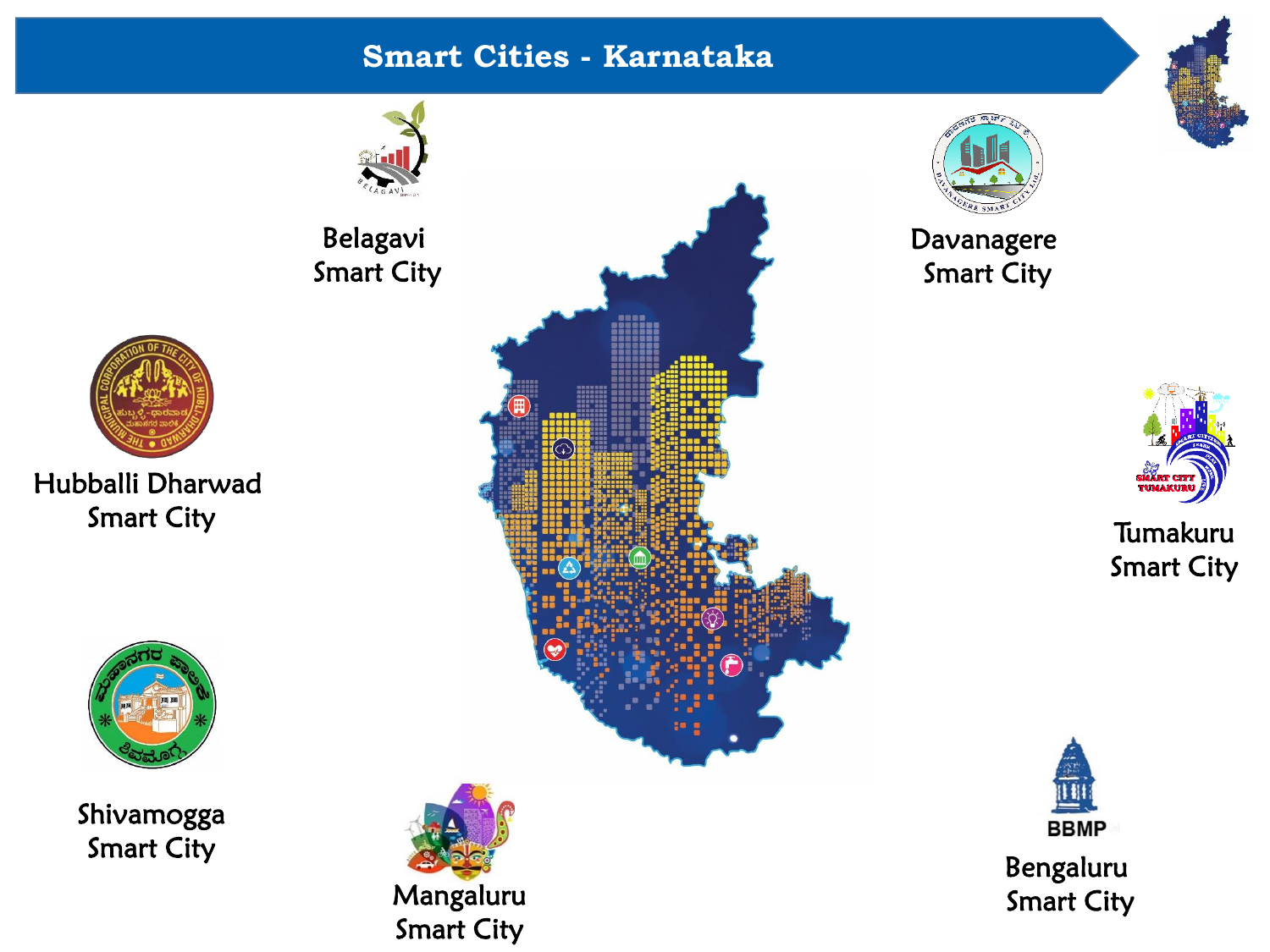# Smart Cities - Karnataka

Belagavi Smart City

Davanagere Smart City

Hubballi Dharwad Smart City

Tumakuru Smart City

Shivamogga Smart City

Mangaluru Smart City

Bengaluru Smart City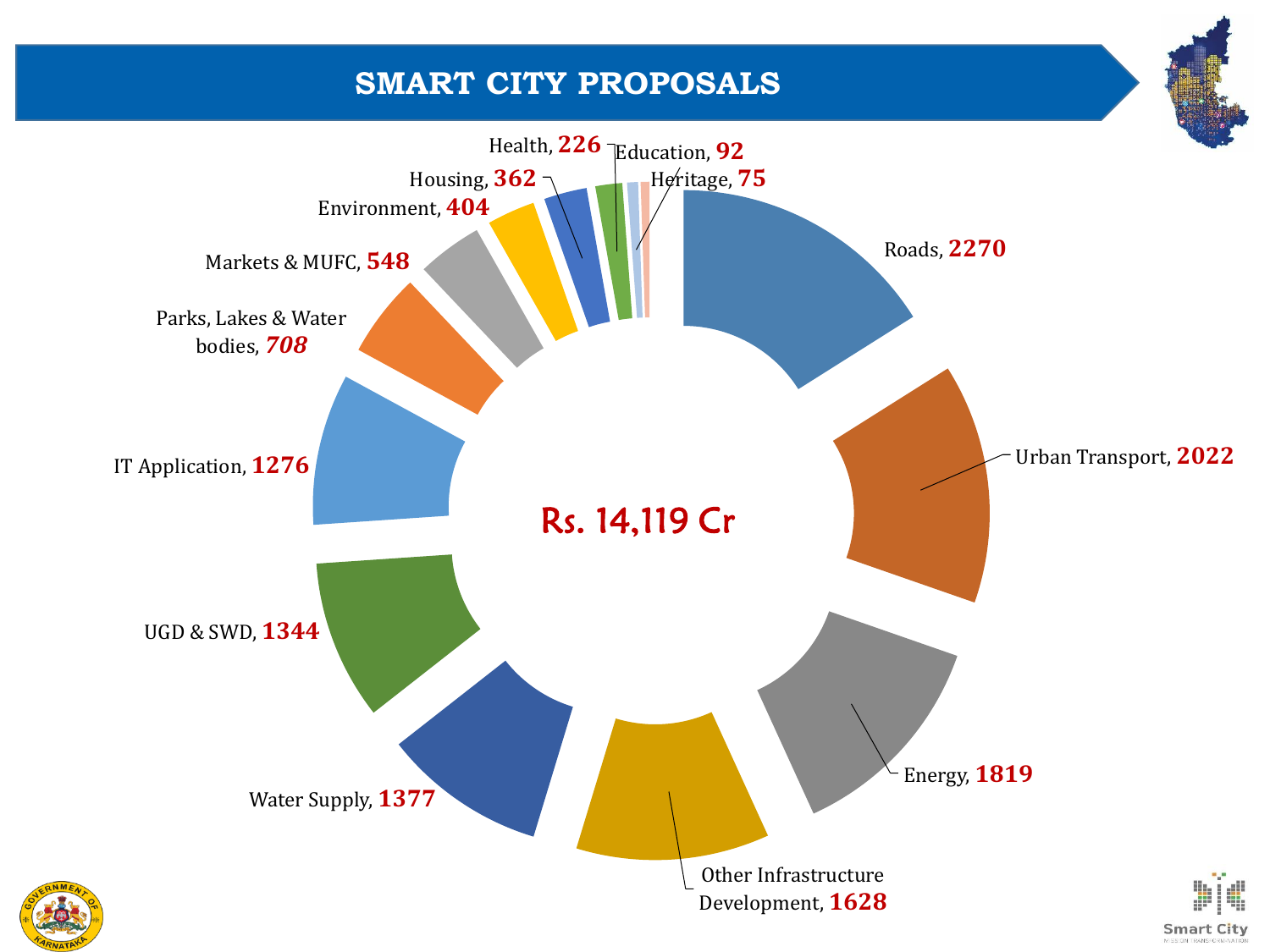# SMART CITY PROPOSALS

Rs. 14,119 Cr

| Sector | Amount |
|---|---|
| Roads | 2270 |
| Urban Transport | 2022 |
| Energy | 1819 |
| Other Infrastructure Development | 1628 |
| Water Supply | 1377 |
| UGD & SWD | 1344 |
| IT Application | 1276 |
| Parks, Lakes & Water bodies | 708 |
| Markets & MUFC | 548 |
| Environment | 404 |
| Housing | 362 |
| Health | 226 |
| Education | 92 |
| Heritage | 75 |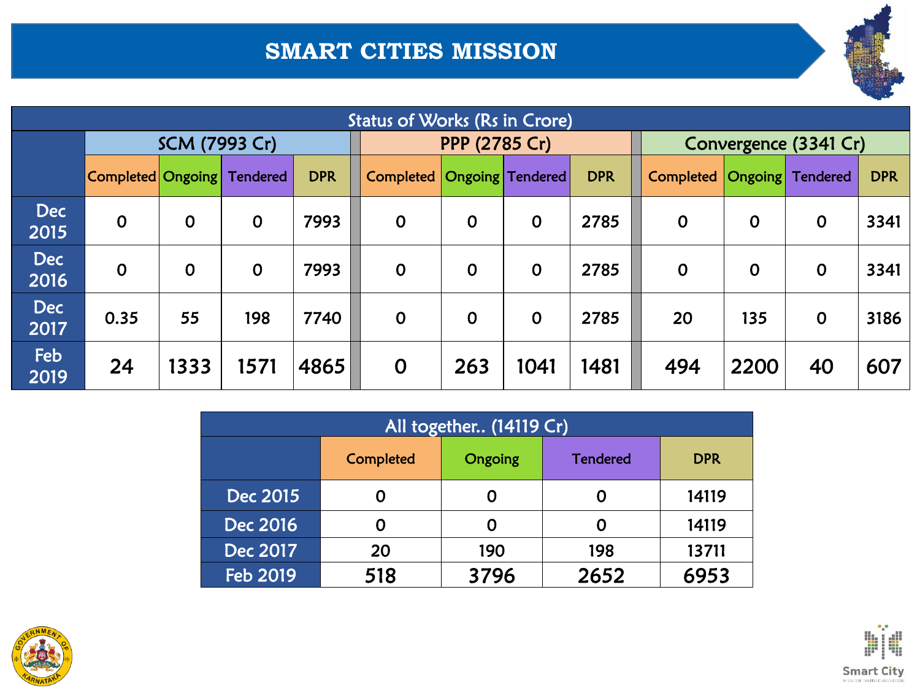# SMART CITIES MISSION

| Status of Works (Rs in Crore) | | | | | | | | | | | | |
|---|---|---|---|---|---|---|---|---|---|---|---|---|
| | SCM (7993 Cr) | | | | PPP (2785 Cr) | | | | Convergence (3341 Cr) | | | |
| | Completed | Ongoing | Tendered | DPR | Completed | Ongoing | Tendered | DPR | Completed | Ongoing | Tendered | DPR |
| Dec 2015 | 0 | 0 | 0 | 7993 | 0 | 0 | 0 | 2785 | 0 | 0 | 0 | 3341 |
| Dec 2016 | 0 | 0 | 0 | 7993 | 0 | 0 | 0 | 2785 | 0 | 0 | 0 | 3341 |
| Dec 2017 | 0.35 | 55 | 198 | 7740 | 0 | 0 | 0 | 2785 | 20 | 135 | 0 | 3186 |
| Feb 2019 | 24 | 1333 | 1571 | 4865 | 0 | 263 | 1041 | 1481 | 494 | 2200 | 40 | 607 |

| All together.. (14119 Cr) | | | | |
|---|---|---|---|---|
| | Completed | Ongoing | Tendered | DPR |
| Dec 2015 | 0 | 0 | 0 | 14119 |
| Dec 2016 | 0 | 0 | 0 | 14119 |
| Dec 2017 | 20 | 190 | 198 | 13711 |
| Feb 2019 | 518 | 3796 | 2652 | 6953 |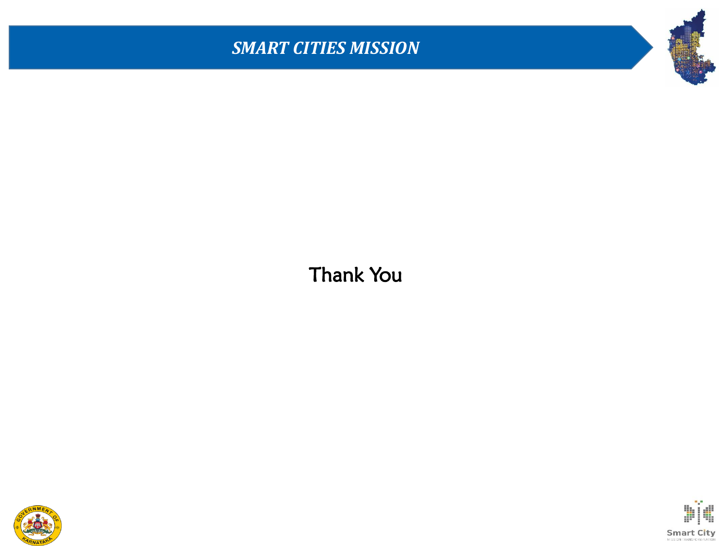SMART CITIES MISSION

Thank You